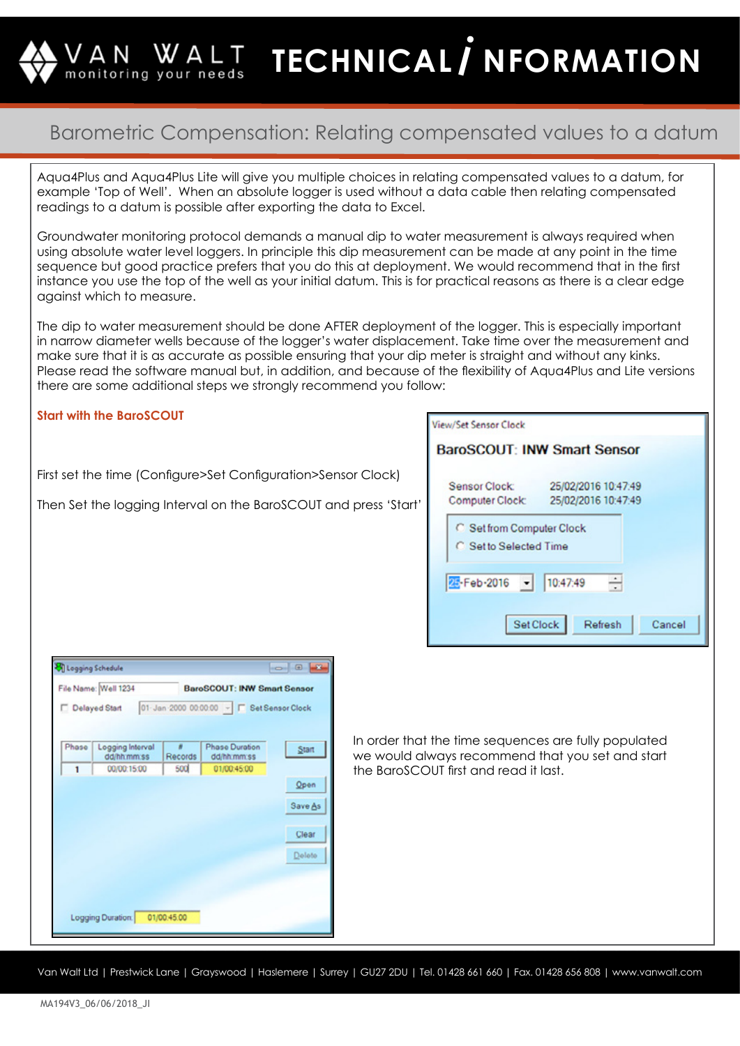# Barometric Compensation: Relating compensated values to a datum

Aqua4Plus and Aqua4Plus Lite will give you multiple choices in relating compensated values to a datum, for example 'Top of Well'. When an absolute logger is used without a data cable then relating compensated readings to a datum is possible after exporting the data to Excel.

Groundwater monitoring protocol demands a manual dip to water measurement is always required when using absolute water level loggers. In principle this dip measurement can be made at any point in the time sequence but good practice prefers that you do this at deployment. We would recommend that in the first instance you use the top of the well as your initial datum. This is for practical reasons as there is a clear edge against which to measure.

The dip to water measurement should be done AFTER deployment of the logger. This is especially important in narrow diameter wells because of the logger's water displacement. Take time over the measurement and make sure that it is as accurate as possible ensuring that your dip meter is straight and without any kinks. Please read the software manual but, in addition, and because of the flexibility of Aqua4Plus and Lite versions there are some additional steps we strongly recommend you follow:

### Start with the BaroSCOUT

First set the time (Configure>Set Configuration>Sensor Clock)

Then Set the logging Interval on the BaroSCOUT and press 'Start'

In order that the time sequences are fully populated we would always recommend that you set and start the BaroSCOUT first and read it last.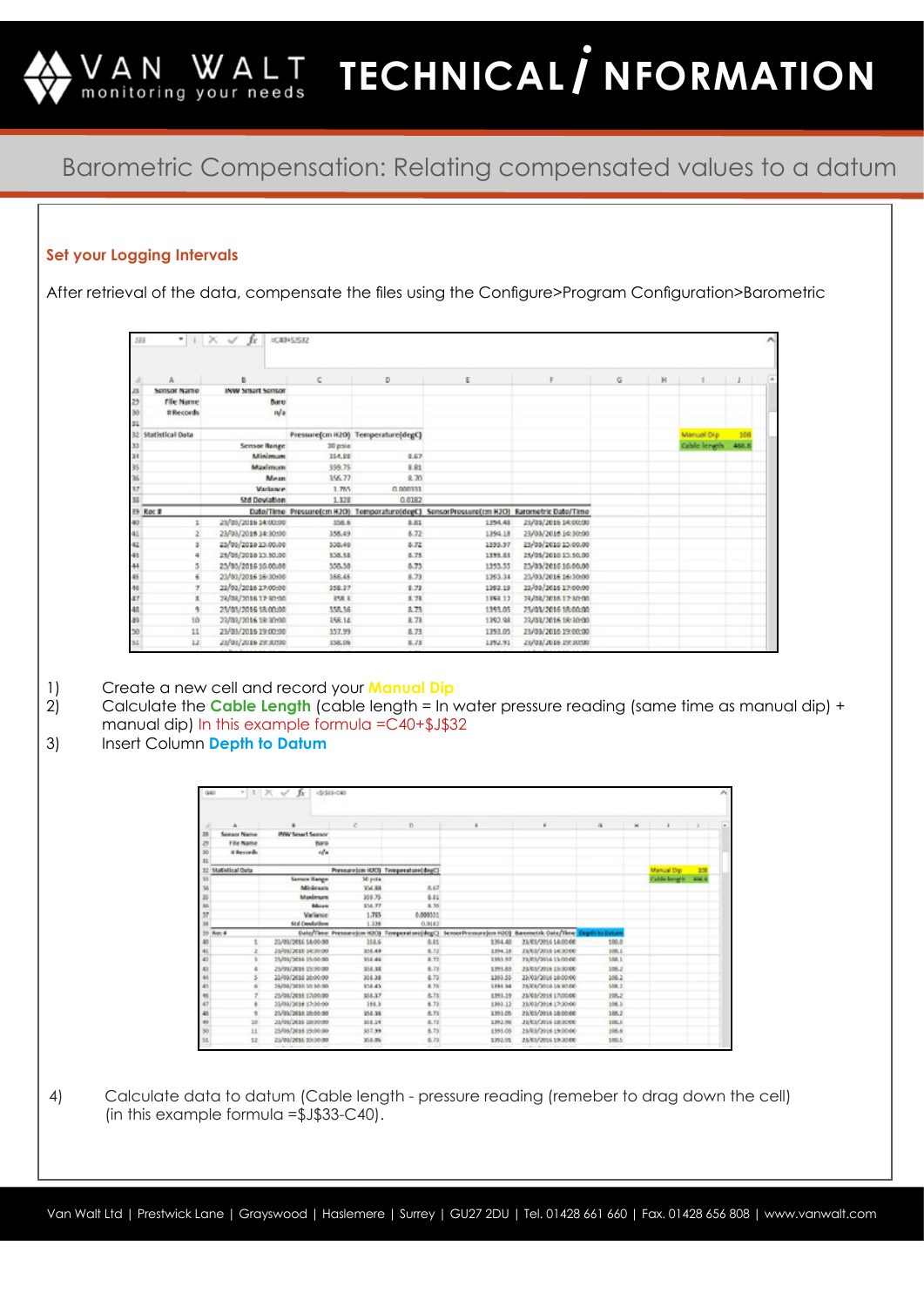# Barometric Compensation: Relating compensated values to a datum

### Set your Logging Intervals

After retrieval of the data, compensate the files using the Configure>Program Configuration>Barometric

1) Create a new cell and record your Manual Dip
2) Calculate the **Cable Length** (cable length = In water pressure reading (same time as manual dip) + manual dip) In this example formula =C40+$J$32
3) Insert Column **Depth to Datum**

4) Calculate data to datum (Cable length - pressure reading (remeber to drag down the cell) (in this example formula =$J$33-C40).